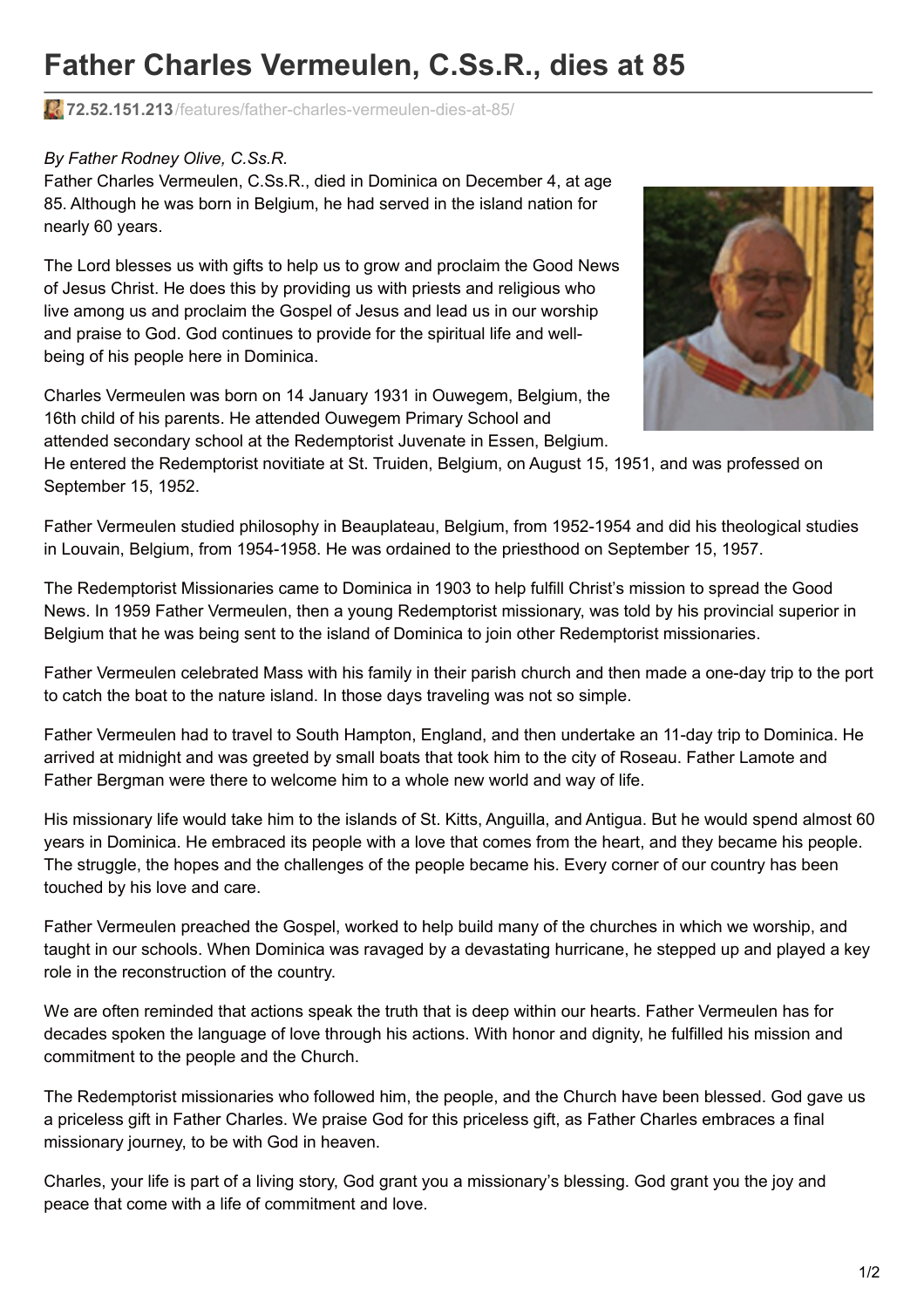# Father Charles Vermeulen, C.Ss.R., dies at 85

**72.52.151.213**/features/father-charles-vermeulen-dies-at-85/

*By Father Rodney Olive, C.Ss.R.*

Father Charles Vermeulen, C.Ss.R., died in Dominica on December 4, at age 85. Although he was born in Belgium, he had served in the island nation for nearly 60 years.

The Lord blesses us with gifts to help us to grow and proclaim the Good News of Jesus Christ. He does this by providing us with priests and religious who live among us and proclaim the Gospel of Jesus and lead us in our worship and praise to God. God continues to provide for the spiritual life and well-being of his people here in Dominica.

Charles Vermeulen was born on 14 January 1931 in Ouwegem, Belgium, the 16th child of his parents. He attended Ouwegem Primary School and attended secondary school at the Redemptorist Juvenate in Essen, Belgium. He entered the Redemptorist novitiate at St. Truiden, Belgium, on August 15, 1951, and was professed on September 15, 1952.

Father Vermeulen studied philosophy in Beauplateau, Belgium, from 1952-1954 and did his theological studies in Louvain, Belgium, from 1954-1958. He was ordained to the priesthood on September 15, 1957.

The Redemptorist Missionaries came to Dominica in 1903 to help fulfill Christ's mission to spread the Good News. In 1959 Father Vermeulen, then a young Redemptorist missionary, was told by his provincial superior in Belgium that he was being sent to the island of Dominica to join other Redemptorist missionaries.

Father Vermeulen celebrated Mass with his family in their parish church and then made a one-day trip to the port to catch the boat to the nature island. In those days traveling was not so simple.

Father Vermeulen had to travel to South Hampton, England, and then undertake an 11-day trip to Dominica. He arrived at midnight and was greeted by small boats that took him to the city of Roseau. Father Lamote and Father Bergman were there to welcome him to a whole new world and way of life.

His missionary life would take him to the islands of St. Kitts, Anguilla, and Antigua. But he would spend almost 60 years in Dominica. He embraced its people with a love that comes from the heart, and they became his people. The struggle, the hopes and the challenges of the people became his. Every corner of our country has been touched by his love and care.

Father Vermeulen preached the Gospel, worked to help build many of the churches in which we worship, and taught in our schools. When Dominica was ravaged by a devastating hurricane, he stepped up and played a key role in the reconstruction of the country.

We are often reminded that actions speak the truth that is deep within our hearts. Father Vermeulen has for decades spoken the language of love through his actions. With honor and dignity, he fulfilled his mission and commitment to the people and the Church.

The Redemptorist missionaries who followed him, the people, and the Church have been blessed. God gave us a priceless gift in Father Charles. We praise God for this priceless gift, as Father Charles embraces a final missionary journey, to be with God in heaven.

Charles, your life is part of a living story, God grant you a missionary's blessing. God grant you the joy and peace that come with a life of commitment and love.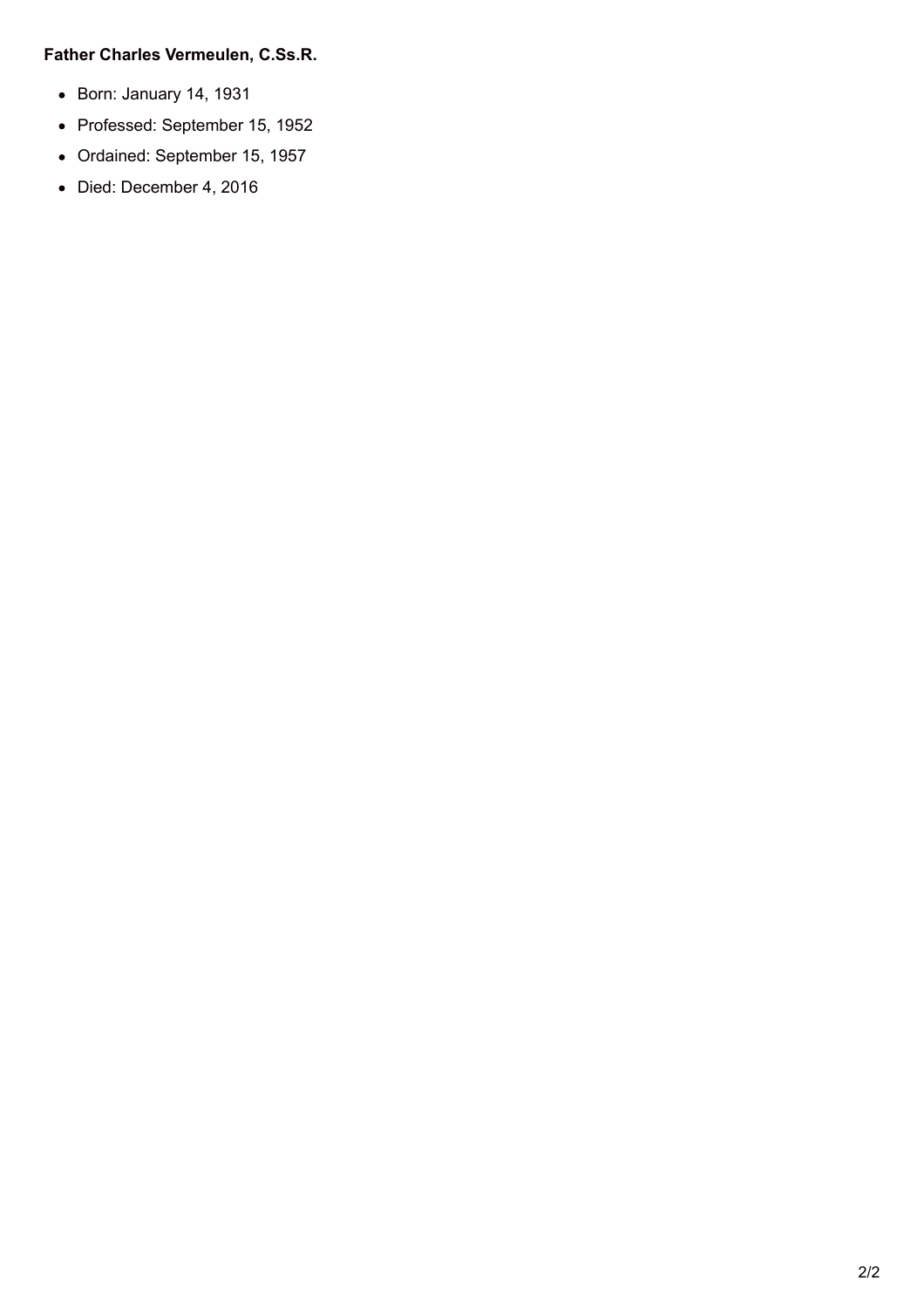**Father Charles Vermeulen, C.Ss.R.**

- Born: January 14, 1931
- Professed: September 15, 1952
- Ordained: September 15, 1957
- Died: December 4, 2016